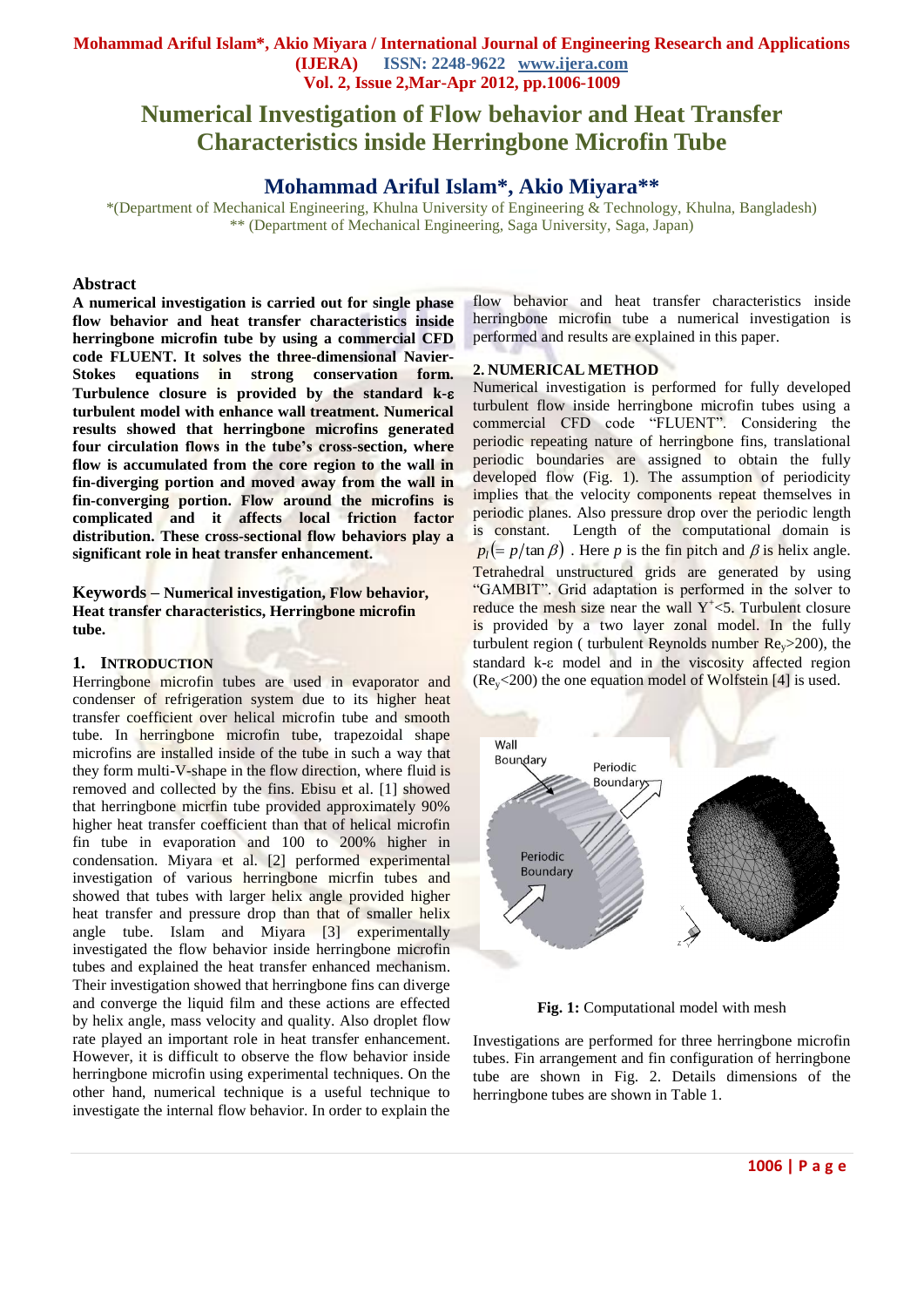# Numerical Investigation of Flow behavior and Heat Transfer Characteristics inside Herringbone Microfin Tube

## Mohammad Ariful Islam*, Akio Miyara**

*(Department of Mechanical Engineering, Khulna University of Engineering & Technology, Khulna, Bangladesh)
** (Department of Mechanical Engineering, Saga University, Saga, Japan)

### Abstract

**A numerical investigation is carried out for single phase flow behavior and heat transfer characteristics inside herringbone microfin tube by using a commercial CFD code FLUENT. It solves the three-dimensional Navier-Stokes equations in strong conservation form. Turbulence closure is provided by the standard k-ε turbulent model with enhance wall treatment. Numerical results showed that herringbone microfins generated four circulation flows in the tube's cross-section, where flow is accumulated from the core region to the wall in fin-diverging portion and moved away from the wall in fin-converging portion. Flow around the microfins is complicated and it affects local friction factor distribution. These cross-sectional flow behaviors play a significant role in heat transfer enhancement.**

**Keywords – Numerical investigation, Flow behavior, Heat transfer characteristics, Herringbone microfin tube.**

## 1. Introduction

Herringbone microfin tubes are used in evaporator and condenser of refrigeration system due to its higher heat transfer coefficient over helical microfin tube and smooth tube. In herringbone microfin tube, trapezoidal shape microfins are installed inside of the tube in such a way that they form multi-V-shape in the flow direction, where fluid is removed and collected by the fins. Ebisu et al. [1] showed that herringbone micrfin tube provided approximately 90% higher heat transfer coefficient than that of helical microfin fin tube in evaporation and 100 to 200% higher in condensation. Miyara et al. [2] performed experimental investigation of various herringbone micrfin tubes and showed that tubes with larger helix angle provided higher heat transfer and pressure drop than that of smaller helix angle tube. Islam and Miyara [3] experimentally investigated the flow behavior inside herringbone microfin tubes and explained the heat transfer enhanced mechanism. Their investigation showed that herringbone fins can diverge and converge the liquid film and these actions are effected by helix angle, mass velocity and quality. Also droplet flow rate played an important role in heat transfer enhancement. However, it is difficult to observe the flow behavior inside herringbone microfin using experimental techniques. On the other hand, numerical technique is a useful technique to investigate the internal flow behavior. In order to explain the flow behavior and heat transfer characteristics inside herringbone microfin tube a numerical investigation is performed and results are explained in this paper.

## 2. Numerical Method

Numerical investigation is performed for fully developed turbulent flow inside herringbone microfin tubes using a commercial CFD code "FLUENT". Considering the periodic repeating nature of herringbone fins, translational periodic boundaries are assigned to obtain the fully developed flow (Fig. 1). The assumption of periodicity implies that the velocity components repeat themselves in periodic planes. Also pressure drop over the periodic length is constant. Length of the computational domain is $p_l(=p/\tan\beta)$ . Here $p$ is the fin pitch and $\beta$ is helix angle. Tetrahedral unstructured grids are generated by using "GAMBIT". Grid adaptation is performed in the solver to reduce the mesh size near the wall $Y^+<5$. Turbulent closure is provided by a two layer zonal model. In the fully turbulent region ( turbulent Reynolds number $Re_y>200$), the standard k-ε model and in the viscosity affected region ($Re_y<200$) the one equation model of Wolfstein [4] is used.

**Fig. 1:** Computational model with mesh

Investigations are performed for three herringbone microfin tubes. Fin arrangement and fin configuration of herringbone tube are shown in Fig. 2. Details dimensions of the herringbone tubes are shown in Table 1.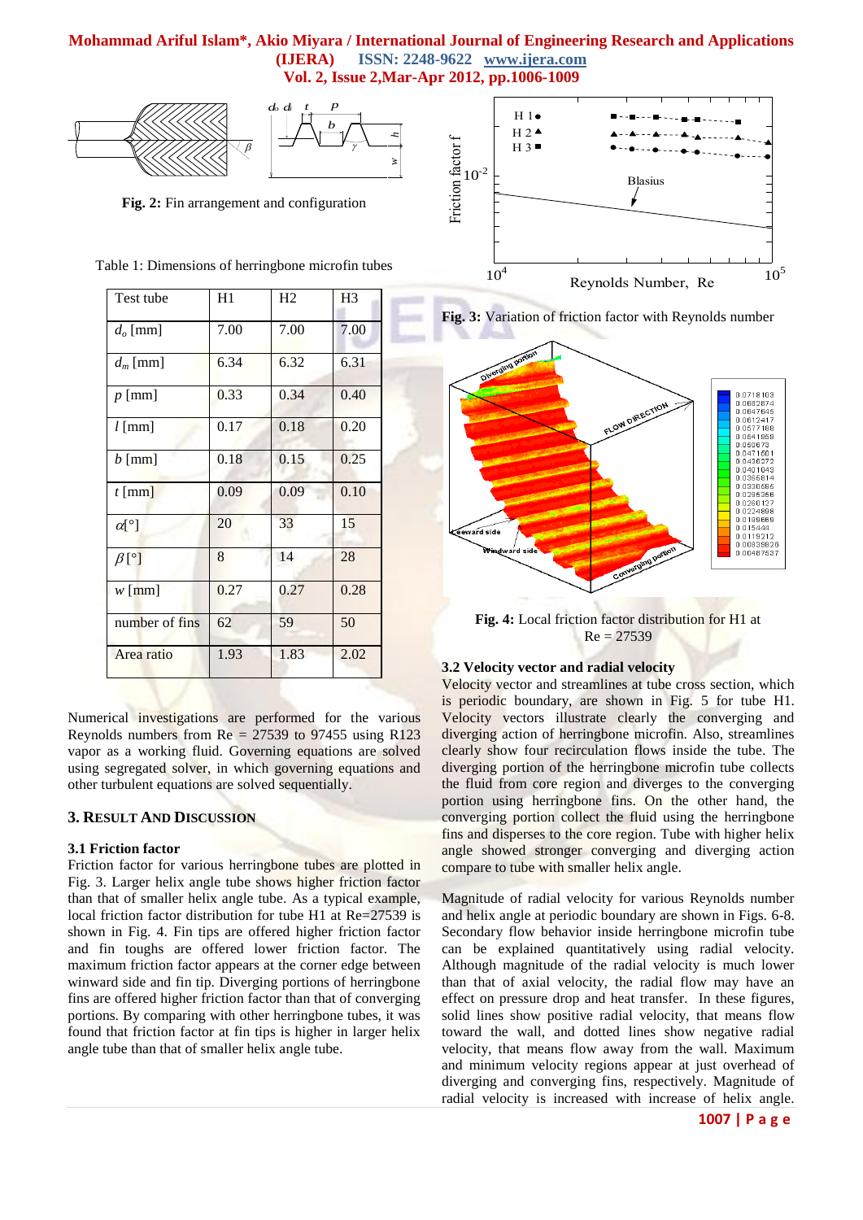**Fig. 2:** Fin arrangement and configuration

Table 1: Dimensions of herringbone microfin tubes

| Test tube | H1 | H2 | H3 |
|---|---|---|---|
| $d_o$ [mm] | 7.00 | 7.00 | 7.00 |
| $d_m$ [mm] | 6.34 | 6.32 | 6.31 |
| $p$ [mm] | 0.33 | 0.34 | 0.40 |
| $l$ [mm] | 0.17 | 0.18 | 0.20 |
| $b$ [mm] | 0.18 | 0.15 | 0.25 |
| $t$ [mm] | 0.09 | 0.09 | 0.10 |
| $\alpha$[°] | 20 | 33 | 15 |
| $\beta$[°] | 8 | 14 | 28 |
| $w$ [mm] | 0.27 | 0.27 | 0.28 |
| number of fins | 62 | 59 | 50 |
| Area ratio | 1.93 | 1.83 | 2.02 |

Numerical investigations are performed for the various Reynolds numbers from Re = 27539 to 97455 using R123 vapor as a working fluid. Governing equations are solved using segregated solver, in which governing equations and other turbulent equations are solved sequentially.

## 3. Result And Discussion

### 3.1 Friction factor

Friction factor for various herringbone tubes are plotted in Fig. 3. Larger helix angle tube shows higher friction factor than that of smaller helix angle tube. As a typical example, local friction factor distribution for tube H1 at Re=27539 is shown in Fig. 4. Fin tips are offered higher friction factor and fin toughs are offered lower friction factor. The maximum friction factor appears at the corner edge between winward side and fin tip. Diverging portions of herringbone fins are offered higher friction factor than that of converging portions. By comparing with other herringbone tubes, it was found that friction factor at fin tips is higher in larger helix angle tube than that of smaller helix angle tube.

**Fig. 3:** Variation of friction factor with Reynolds number

**Fig. 4:** Local friction factor distribution for H1 at Re = 27539

### 3.2 Velocity vector and radial velocity

Velocity vector and streamlines at tube cross section, which is periodic boundary, are shown in Fig. 5 for tube H1. Velocity vectors illustrate clearly the converging and diverging action of herringbone microfin. Also, streamlines clearly show four recirculation flows inside the tube. The diverging portion of the herringbone microfin tube collects the fluid from core region and diverges to the converging portion using herringbone fins. On the other hand, the converging portion collect the fluid using the herringbone fins and disperses to the core region. Tube with higher helix angle showed stronger converging and diverging action compare to tube with smaller helix angle.

Magnitude of radial velocity for various Reynolds number and helix angle at periodic boundary are shown in Figs. 6-8. Secondary flow behavior inside herringbone microfin tube can be explained quantitatively using radial velocity. Although magnitude of the radial velocity is much lower than that of axial velocity, the radial flow may have an effect on pressure drop and heat transfer. In these figures, solid lines show positive radial velocity, that means flow toward the wall, and dotted lines show negative radial velocity, that means flow away from the wall. Maximum and minimum velocity regions appear at just overhead of diverging and converging fins, respectively. Magnitude of radial velocity is increased with increase of helix angle.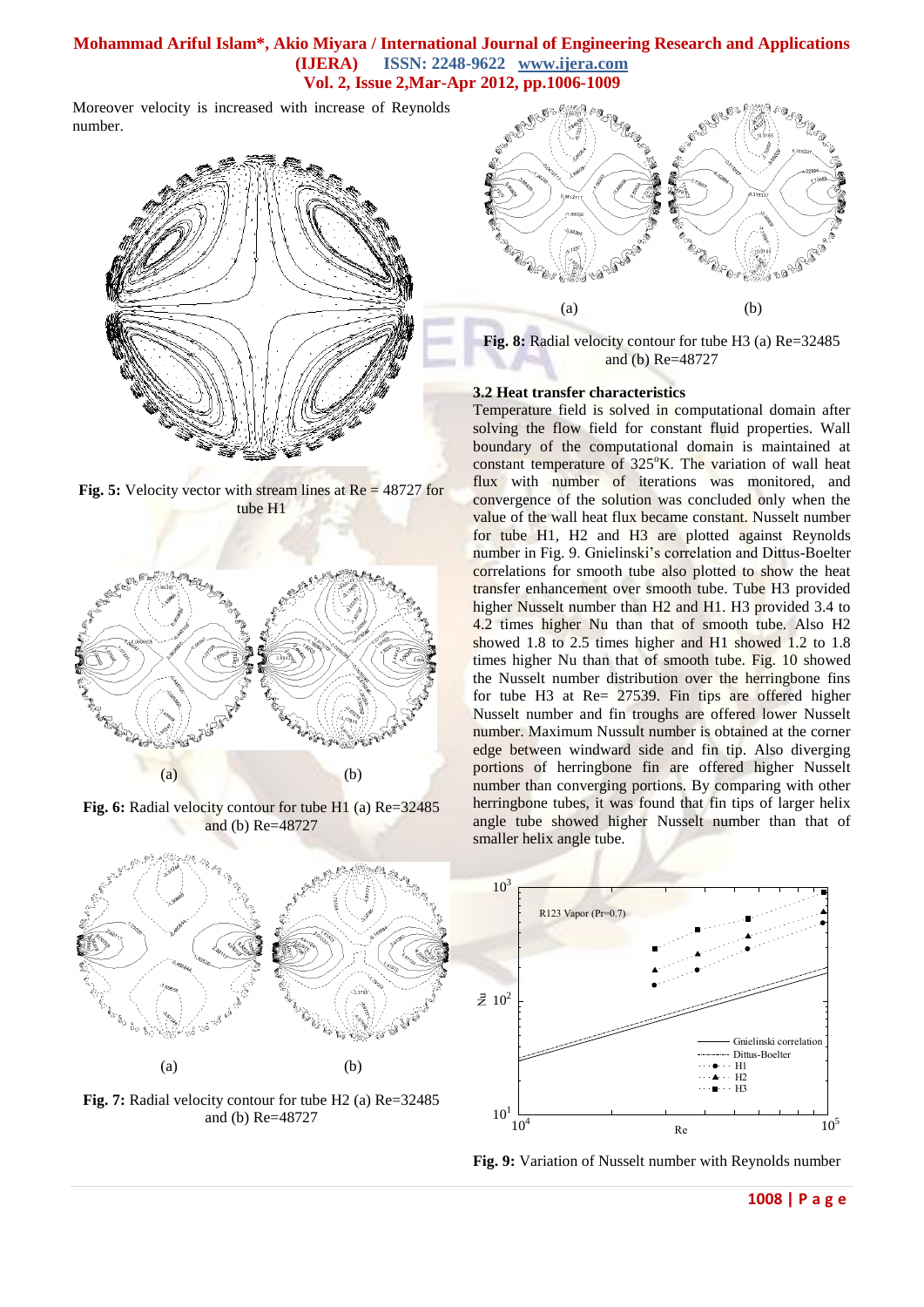Moreover velocity is increased with increase of Reynolds number.

Fig. 5: Velocity vector with stream lines at Re = 48727 for tube H1

Fig. 6: Radial velocity contour for tube H1 (a) Re=32485 and (b) Re=48727

Fig. 7: Radial velocity contour for tube H2 (a) Re=32485 and (b) Re=48727

Fig. 8: Radial velocity contour for tube H3 (a) Re=32485 and (b) Re=48727

### 3.2 Heat transfer characteristics

Temperature field is solved in computational domain after solving the flow field for constant fluid properties. Wall boundary of the computational domain is maintained at constant temperature of 325°K. The variation of wall heat flux with number of iterations was monitored, and convergence of the solution was concluded only when the value of the wall heat flux became constant. Nusselt number for tube H1, H2 and H3 are plotted against Reynolds number in Fig. 9. Gnielinski's correlation and Dittus-Boelter correlations for smooth tube also plotted to show the heat transfer enhancement over smooth tube. Tube H3 provided higher Nusselt number than H2 and H1. H3 provided 3.4 to 4.2 times higher Nu than that of smooth tube. Also H2 showed 1.8 to 2.5 times higher and H1 showed 1.2 to 1.8 times higher Nu than that of smooth tube. Fig. 10 showed the Nusselt number distribution over the herringbone fins for tube H3 at Re= 27539. Fin tips are offered higher Nusselt number and fin troughs are offered lower Nusselt number. Maximum Nussult number is obtained at the corner edge between windward side and fin tip. Also diverging portions of herringbone fin are offered higher Nusselt number than converging portions. By comparing with other herringbone tubes, it was found that fin tips of larger helix angle tube showed higher Nusselt number than that of smaller helix angle tube.

Fig. 9: Variation of Nusselt number with Reynolds number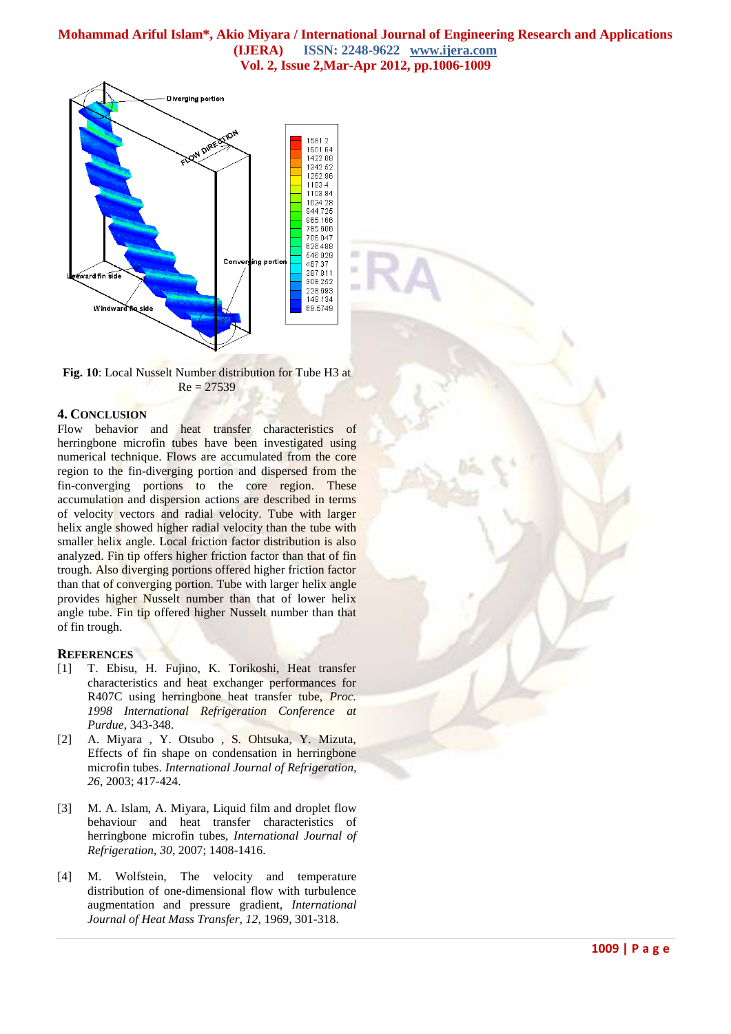Diverging portion

FLOW DIRECTION

Converging portion

Leeward fin side

Windward fin side

1581.2
1501.64
1422.08
1342.52
1262.96
1183.4
1103.84
1024.28
944.725
865.166
785.606
706.047
626.488
546.929
467.37
387.811
308.252
228.693
149.134
69.5749

**Fig. 10**: Local Nusselt Number distribution for Tube H3 at Re = 27539

## 4. CONCLUSION

Flow behavior and heat transfer characteristics of herringbone microfin tubes have been investigated using numerical technique. Flows are accumulated from the core region to the fin-diverging portion and dispersed from the fin-converging portions to the core region. These accumulation and dispersion actions are described in terms of velocity vectors and radial velocity. Tube with larger helix angle showed higher radial velocity than the tube with smaller helix angle. Local friction factor distribution is also analyzed. Fin tip offers higher friction factor than that of fin trough. Also diverging portions offered higher friction factor than that of converging portion. Tube with larger helix angle provides higher Nusselt number than that of lower helix angle tube. Fin tip offered higher Nusselt number than that of fin trough.

## REFERENCES

[1] T. Ebisu, H. Fujino, K. Torikoshi, Heat transfer characteristics and heat exchanger performances for R407C using herringbone heat transfer tube, *Proc. 1998 International Refrigeration Conference at Purdue*, 343-348.

[2] A. Miyara , Y. Otsubo , S. Ohtsuka, Y. Mizuta, Effects of fin shape on condensation in herringbone microfin tubes. *International Journal of Refrigeration*, *26*, 2003; 417-424.

[3] M. A. Islam, A. Miyara, Liquid film and droplet flow behaviour and heat transfer characteristics of herringbone microfin tubes, *International Journal of Refrigeration*, *30*, 2007; 1408-1416.

[4] M. Wolfstein, The velocity and temperature distribution of one-dimensional flow with turbulence augmentation and pressure gradient, *International Journal of Heat Mass Transfer*, *12*, 1969, 301-318.